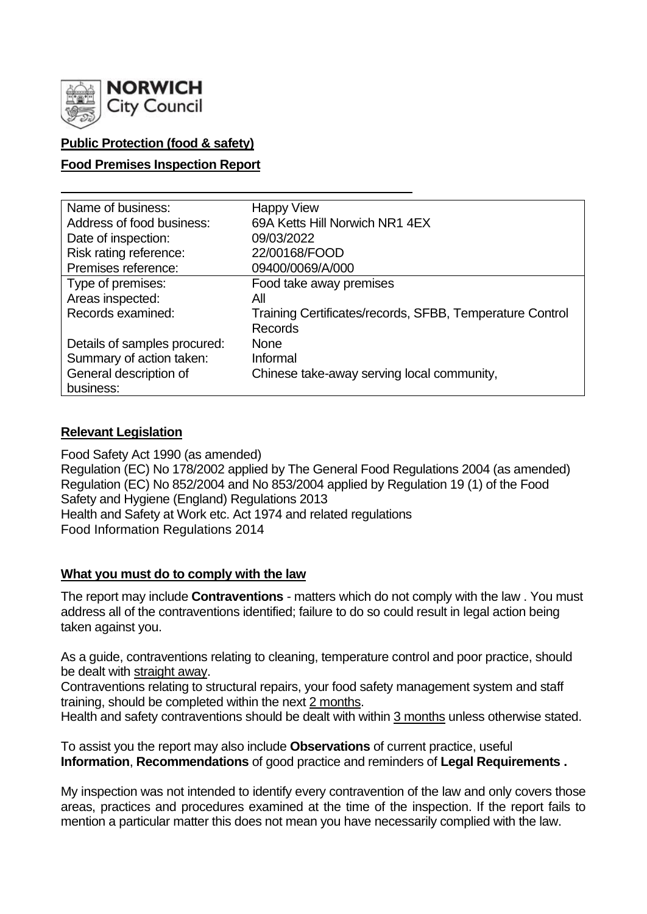NORWICH City Council

**Public Protection (food & safety)**

**Food Premises Inspection Report**

| | |
|---|---|
| Name of business: | Happy View |
| Address of food business: | 69A Ketts Hill Norwich NR1 4EX |
| Date of inspection: | 09/03/2022 |
| Risk rating reference: | 22/00168/FOOD |
| Premises reference: | 09400/0069/A/000 |
| Type of premises: | Food take away premises |
| Areas inspected: | All |
| Records examined: | Training Certificates/records, SFBB, Temperature Control Records |
| Details of samples procured: | None |
| Summary of action taken: | Informal |
| General description of business: | Chinese take-away serving local community, |

## Relevant Legislation

Food Safety Act 1990 (as amended)
Regulation (EC) No 178/2002 applied by The General Food Regulations 2004 (as amended)
Regulation (EC) No 852/2004 and No 853/2004 applied by Regulation 19 (1) of the Food Safety and Hygiene (England) Regulations 2013
Health and Safety at Work etc. Act 1974 and related regulations
Food Information Regulations 2014

## What you must do to comply with the law

The report may include **Contraventions** - matters which do not comply with the law . You must address all of the contraventions identified; failure to do so could result in legal action being taken against you.

As a guide, contraventions relating to cleaning, temperature control and poor practice, should be dealt with straight away.
Contraventions relating to structural repairs, your food safety management system and staff training, should be completed within the next 2 months.
Health and safety contraventions should be dealt with within 3 months unless otherwise stated.

To assist you the report may also include **Observations** of current practice, useful **Information**, **Recommendations** of good practice and reminders of **Legal Requirements .**

My inspection was not intended to identify every contravention of the law and only covers those areas, practices and procedures examined at the time of the inspection. If the report fails to mention a particular matter this does not mean you have necessarily complied with the law.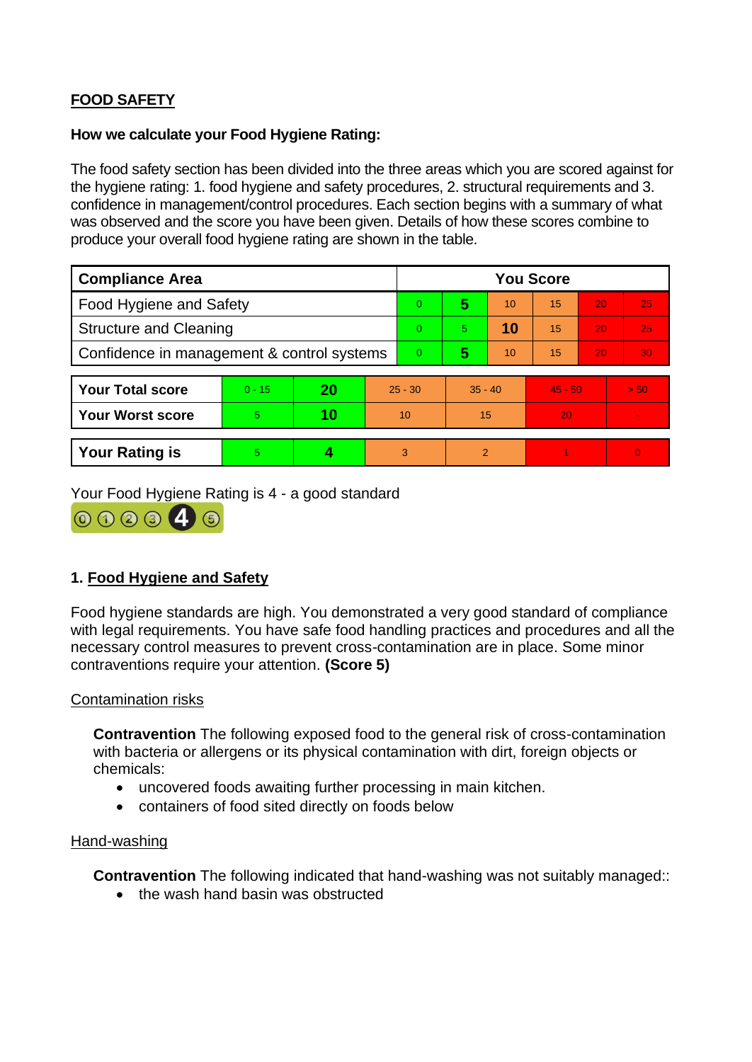**FOOD SAFETY**

**How we calculate your Food Hygiene Rating:**

The food safety section has been divided into the three areas which you are scored against for the hygiene rating: 1. food hygiene and safety procedures, 2. structural requirements and 3. confidence in management/control procedures. Each section begins with a summary of what was observed and the score you have been given. Details of how these scores combine to produce your overall food hygiene rating are shown in the table.

| Compliance Area | You Score | | | | | |
|---|---|---|---|---|---|---|
| Food Hygiene and Safety | 0 | **5** | 10 | 15 | 20 | 25 |
| Structure and Cleaning | 0 | 5 | **10** | 15 | 20 | 25 |
| Confidence in management & control systems | 0 | **5** | 10 | 15 | 20 | 30 |

| | | | | | | |
|---|---|---|---|---|---|---|
| **Your Total score** | 0 - 15 | **20** | 25 - 30 | 35 - 40 | 45 - 50 | > 50 |
| **Your Worst score** | 5 | **10** | 10 | 15 | 20 | - |
| **Your Rating is** | 5 | **4** | 3 | 2 | 1 | 0 |

Your Food Hygiene Rating is 4 - a good standard

## 1. Food Hygiene and Safety

Food hygiene standards are high. You demonstrated a very good standard of compliance with legal requirements. You have safe food handling practices and procedures and all the necessary control measures to prevent cross-contamination are in place. Some minor contraventions require your attention. **(Score 5)**

Contamination risks

**Contravention** The following exposed food to the general risk of cross-contamination with bacteria or allergens or its physical contamination with dirt, foreign objects or chemicals:

- uncovered foods awaiting further processing in main kitchen.
- containers of food sited directly on foods below

Hand-washing

**Contravention** The following indicated that hand-washing was not suitably managed::

- the wash hand basin was obstructed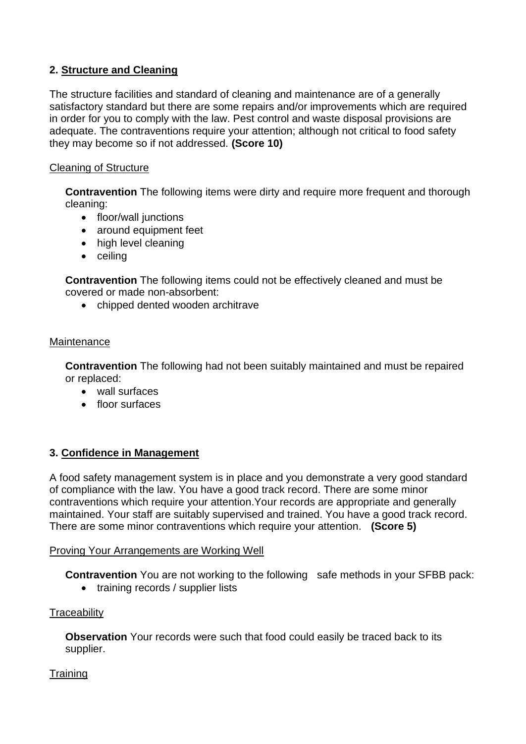## 2. Structure and Cleaning

The structure facilities and standard of cleaning and maintenance are of a generally satisfactory standard but there are some repairs and/or improvements which are required in order for you to comply with the law. Pest control and waste disposal provisions are adequate. The contraventions require your attention; although not critical to food safety they may become so if not addressed. **(Score 10)**

Cleaning of Structure

**Contravention** The following items were dirty and require more frequent and thorough cleaning:

- floor/wall junctions
- around equipment feet
- high level cleaning
- ceiling

**Contravention** The following items could not be effectively cleaned and must be covered or made non-absorbent:

- chipped dented wooden architrave

Maintenance

**Contravention** The following had not been suitably maintained and must be repaired or replaced:

- wall surfaces
- floor surfaces

## 3. Confidence in Management

A food safety management system is in place and you demonstrate a very good standard of compliance with the law. You have a good track record. There are some minor contraventions which require your attention.Your records are appropriate and generally maintained. Your staff are suitably supervised and trained. You have a good track record. There are some minor contraventions which require your attention. **(Score 5)**

Proving Your Arrangements are Working Well

**Contravention** You are not working to the following safe methods in your SFBB pack:

- training records / supplier lists

Traceability

**Observation** Your records were such that food could easily be traced back to its supplier.

Training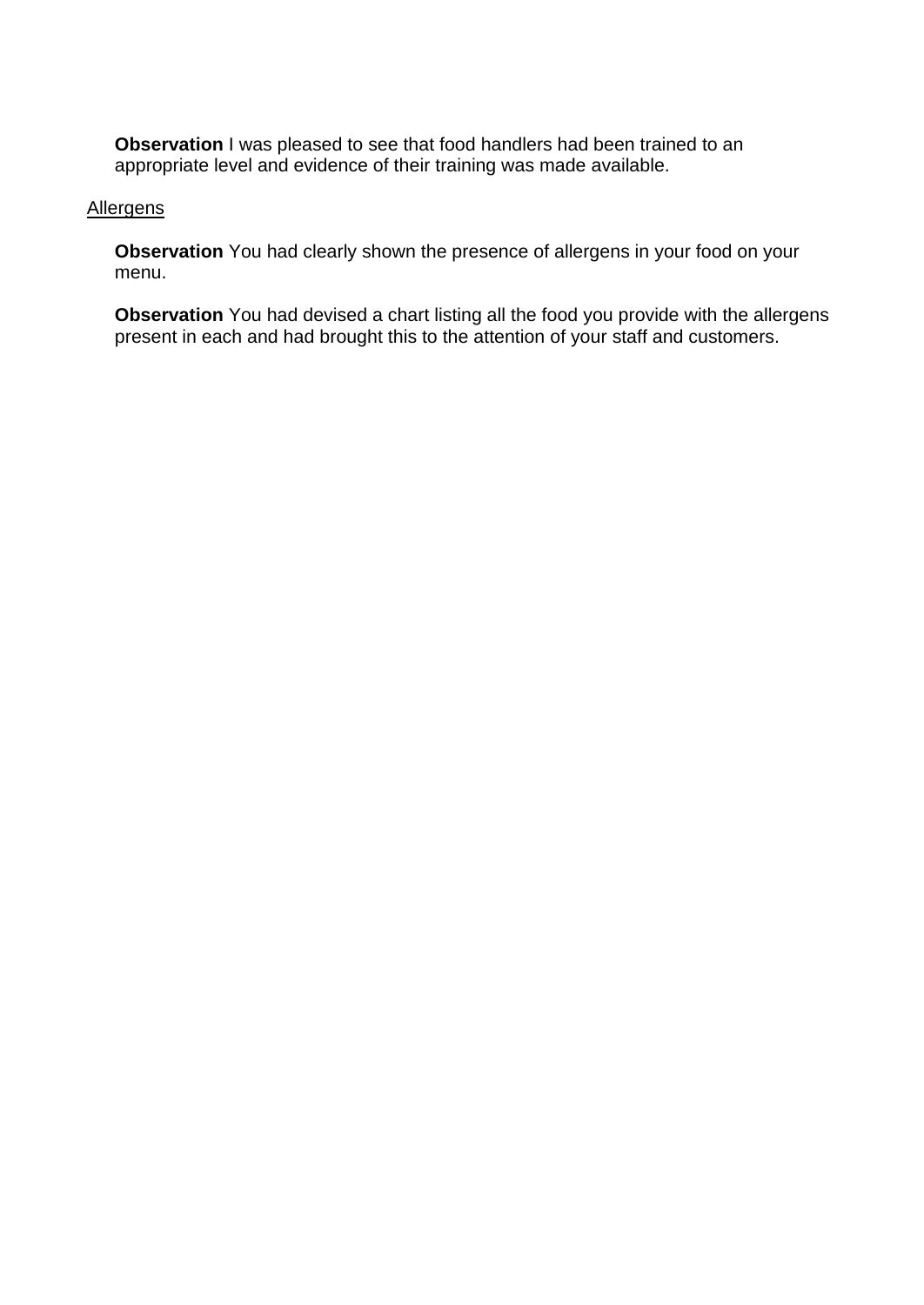**Observation** I was pleased to see that food handlers had been trained to an appropriate level and evidence of their training was made available.

<u>Allergens</u>

**Observation** You had clearly shown the presence of allergens in your food on your menu.

**Observation** You had devised a chart listing all the food you provide with the allergens present in each and had brought this to the attention of your staff and customers.